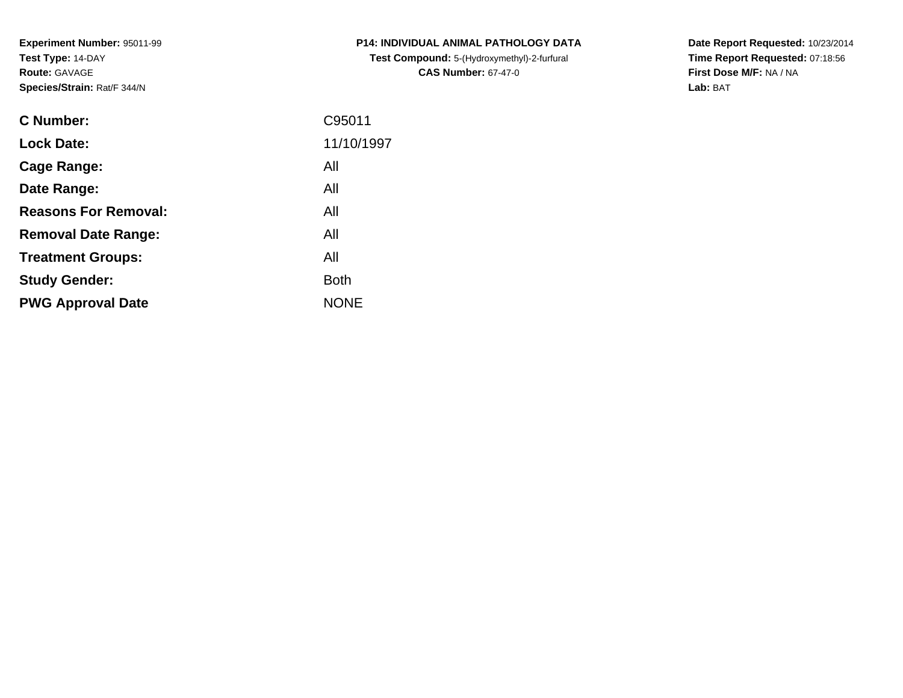**Experiment Number:** 95011-99
**Test Type:** 14-DAY
**Route:** GAVAGE
**Species/Strain:** Rat/F 344/N

**P14: INDIVIDUAL ANIMAL PATHOLOGY DATA**
**Test Compound:** 5-(Hydroxymethyl)-2-furfural
**CAS Number:** 67-47-0

**Date Report Requested:** 10/23/2014
**Time Report Requested:** 07:18:56
**First Dose M/F:** NA / NA
**Lab:** BAT

| | |
|---|---|
| **C Number:** | C95011 |
| **Lock Date:** | 11/10/1997 |
| **Cage Range:** | All |
| **Date Range:** | All |
| **Reasons For Removal:** | All |
| **Removal Date Range:** | All |
| **Treatment Groups:** | All |
| **Study Gender:** | Both |
| **PWG Approval Date** | NONE |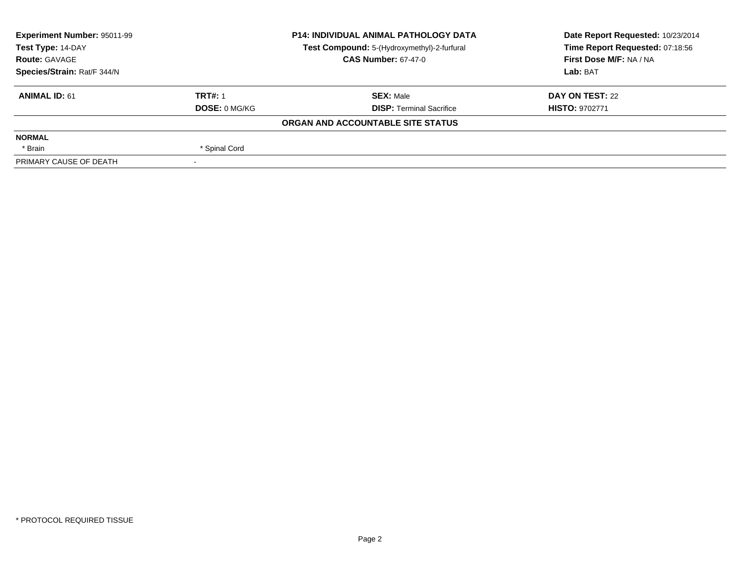| Experiment Number: 95011-99 | P14: INDIVIDUAL ANIMAL PATHOLOGY DATA | Date Report Requested: 10/23/2014 |
|---|---|---|
| Test Type: 14-DAY | Test Compound: 5-(Hydroxymethyl)-2-furfural | Time Report Requested: 07:18:56 |
| Route: GAVAGE | CAS Number: 67-47-0 | First Dose M/F: NA / NA |
| Species/Strain: Rat/F 344/N | | Lab: BAT |

| ANIMAL ID: 61 | TRT#: 1 | SEX: Male | DAY ON TEST: 22 |
|---|---|---|---|
| | DOSE: 0 MG/KG | DISP: Terminal Sacrifice | HISTO: 9702771 |

**ORGAN AND ACCOUNTABLE SITE STATUS**

| NORMAL | | | |
|---|---|---|---|
| * Brain | * Spinal Cord | | |
| PRIMARY CAUSE OF DEATH | - | | |

* PROTOCOL REQUIRED TISSUE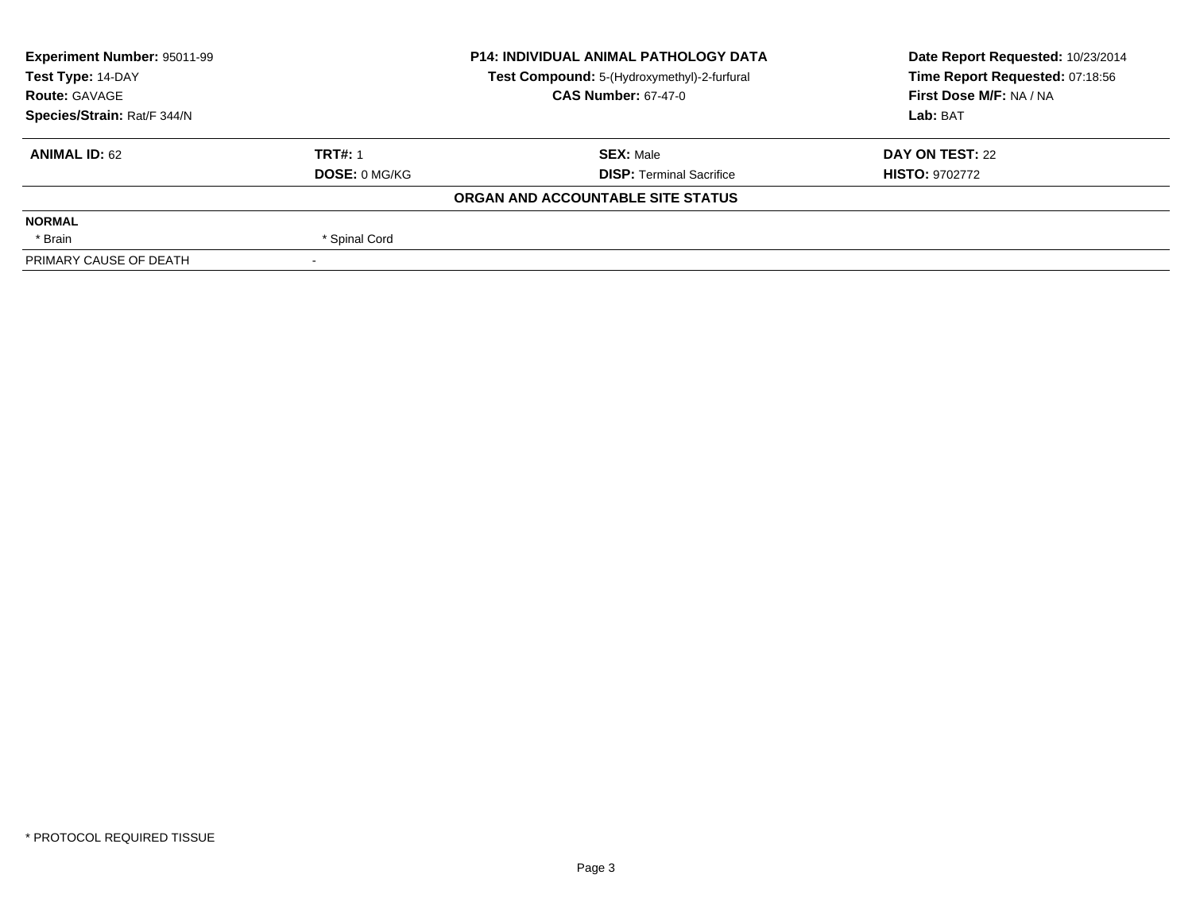| Experiment Number: 95011-99 | P14: INDIVIDUAL ANIMAL PATHOLOGY DATA | Date Report Requested: 10/23/2014 |
|---|---|---|
| Test Type: 14-DAY | Test Compound: 5-(Hydroxymethyl)-2-furfural | Time Report Requested: 07:18:56 |
| Route: GAVAGE | CAS Number: 67-47-0 | First Dose M/F: NA / NA |
| Species/Strain: Rat/F 344/N | | Lab: BAT |

| ANIMAL ID: 62 | TRT#: 1 | SEX: Male | DAY ON TEST: 22 |
|---|---|---|---|
| | DOSE: 0 MG/KG | DISP: Terminal Sacrifice | HISTO: 9702772 |

**ORGAN AND ACCOUNTABLE SITE STATUS**

| NORMAL | | | |
|---|---|---|---|
| * Brain | * Spinal Cord | | |
| PRIMARY CAUSE OF DEATH | - | | |

* PROTOCOL REQUIRED TISSUE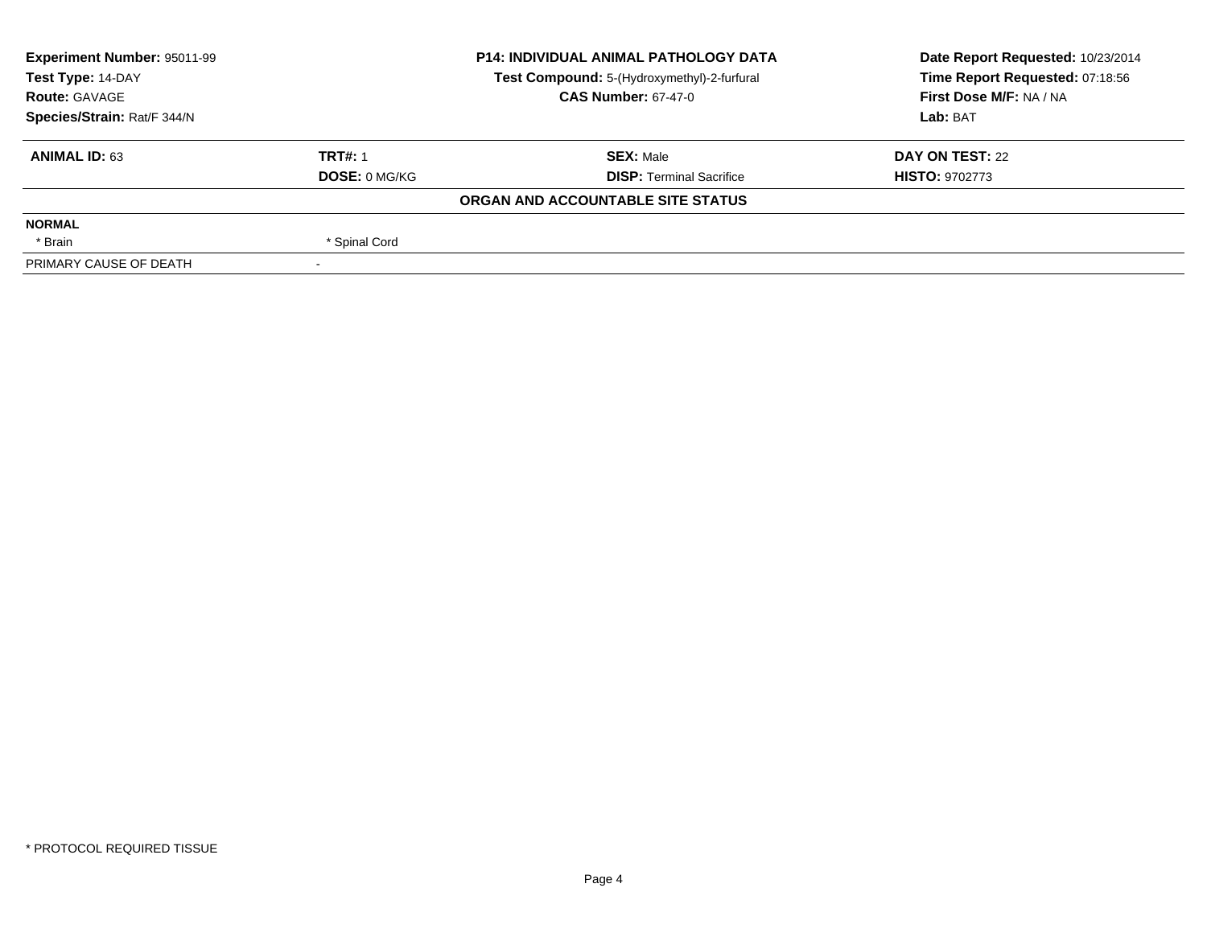| Experiment Number: 95011-99 | P14: INDIVIDUAL ANIMAL PATHOLOGY DATA | Date Report Requested: 10/23/2014 |
|---|---|---|
| Test Type: 14-DAY | Test Compound: 5-(Hydroxymethyl)-2-furfural | Time Report Requested: 07:18:56 |
| Route: GAVAGE | CAS Number: 67-47-0 | First Dose M/F: NA / NA |
| Species/Strain: Rat/F 344/N | | Lab: BAT |

| ANIMAL ID: 63 | TRT#: 1 | SEX: Male | DAY ON TEST: 22 |
|---|---|---|---|
| | DOSE: 0 MG/KG | DISP: Terminal Sacrifice | HISTO: 9702773 |

**ORGAN AND ACCOUNTABLE SITE STATUS**

| NORMAL | | | |
|---|---|---|---|
| * Brain | * Spinal Cord | | |
| PRIMARY CAUSE OF DEATH | - | | |

* PROTOCOL REQUIRED TISSUE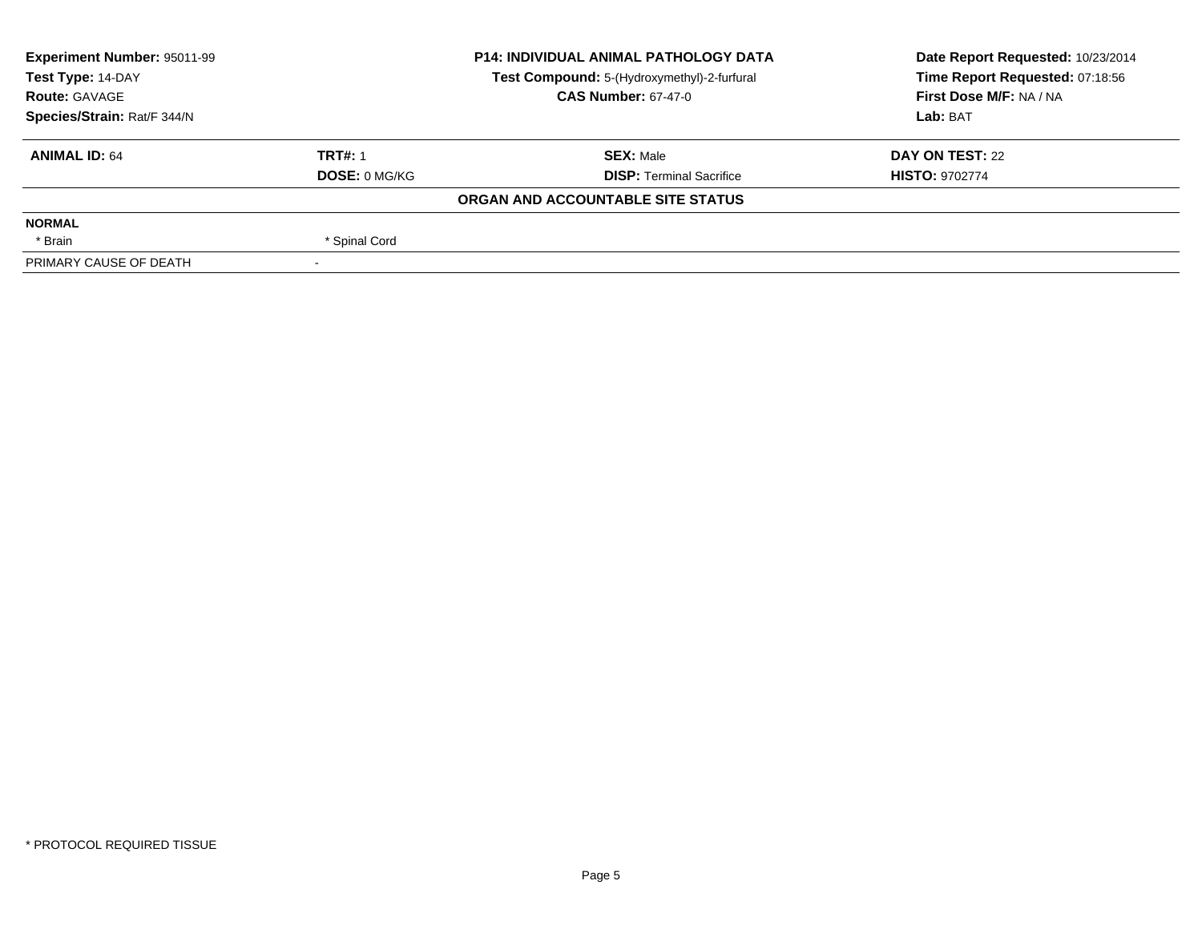| | | | |
|---|---|---|---|
| **Experiment Number:** 95011-99 | | **P14: INDIVIDUAL ANIMAL PATHOLOGY DATA** | **Date Report Requested:** 10/23/2014 |
| **Test Type:** 14-DAY | | **Test Compound:** 5-(Hydroxymethyl)-2-furfural | **Time Report Requested:** 07:18:56 |
| **Route:** GAVAGE | | **CAS Number:** 67-47-0 | **First Dose M/F:** NA / NA |
| **Species/Strain:** Rat/F 344/N | | | **Lab:** BAT |

| | | | |
|---|---|---|---|
| **ANIMAL ID:** 64 | **TRT#:** 1 | **SEX:** Male | **DAY ON TEST:** 22 |
| | **DOSE:** 0 MG/KG | **DISP:** Terminal Sacrifice | **HISTO:** 9702774 |

**ORGAN AND ACCOUNTABLE SITE STATUS**

| | |
|---|---|
| **NORMAL** | |
| * Brain | * Spinal Cord |
| PRIMARY CAUSE OF DEATH | - |

* PROTOCOL REQUIRED TISSUE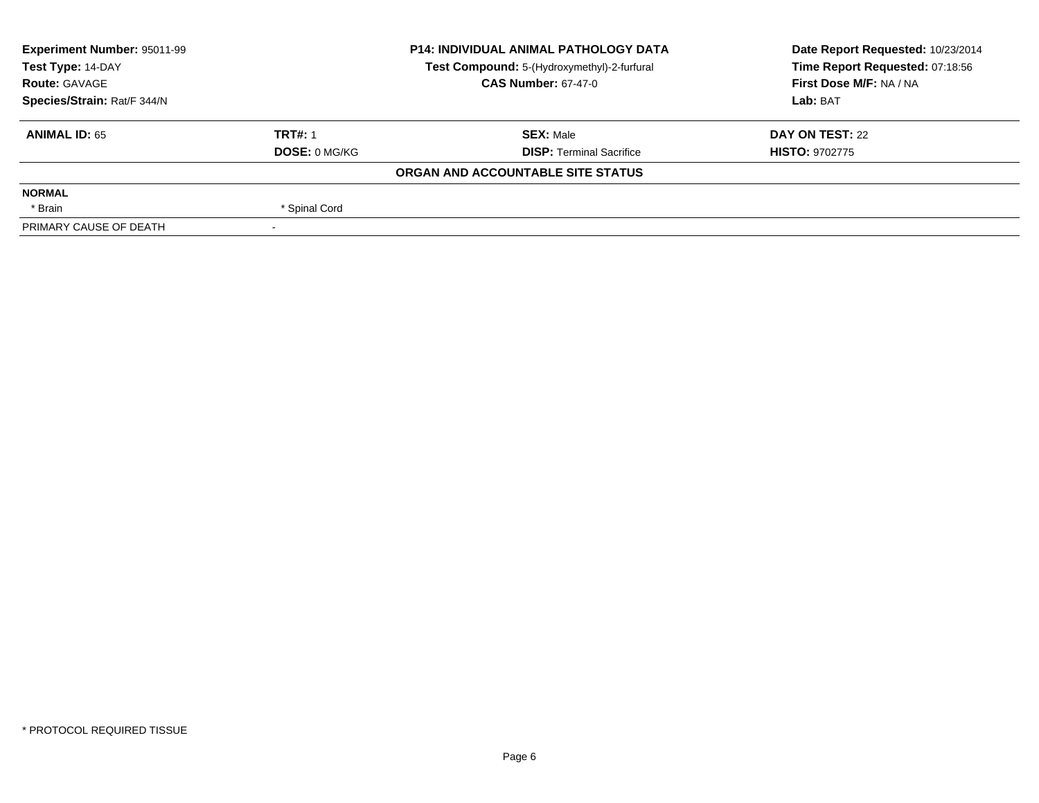| Experiment Number: 95011-99 | P14: INDIVIDUAL ANIMAL PATHOLOGY DATA | Date Report Requested: 10/23/2014 |
|---|---|---|
| Test Type: 14-DAY | Test Compound: 5-(Hydroxymethyl)-2-furfural | Time Report Requested: 07:18:56 |
| Route: GAVAGE | CAS Number: 67-47-0 | First Dose M/F: NA / NA |
| Species/Strain: Rat/F 344/N | | Lab: BAT |

| ANIMAL ID: 65 | TRT#: 1 | SEX: Male | DAY ON TEST: 22 |
|---|---|---|---|
| | DOSE: 0 MG/KG | DISP: Terminal Sacrifice | HISTO: 9702775 |

**ORGAN AND ACCOUNTABLE SITE STATUS**

| | | | |
|---|---|---|---|
| **NORMAL** | | | |
| * Brain | * Spinal Cord | | |
| PRIMARY CAUSE OF DEATH | - | | |

* PROTOCOL REQUIRED TISSUE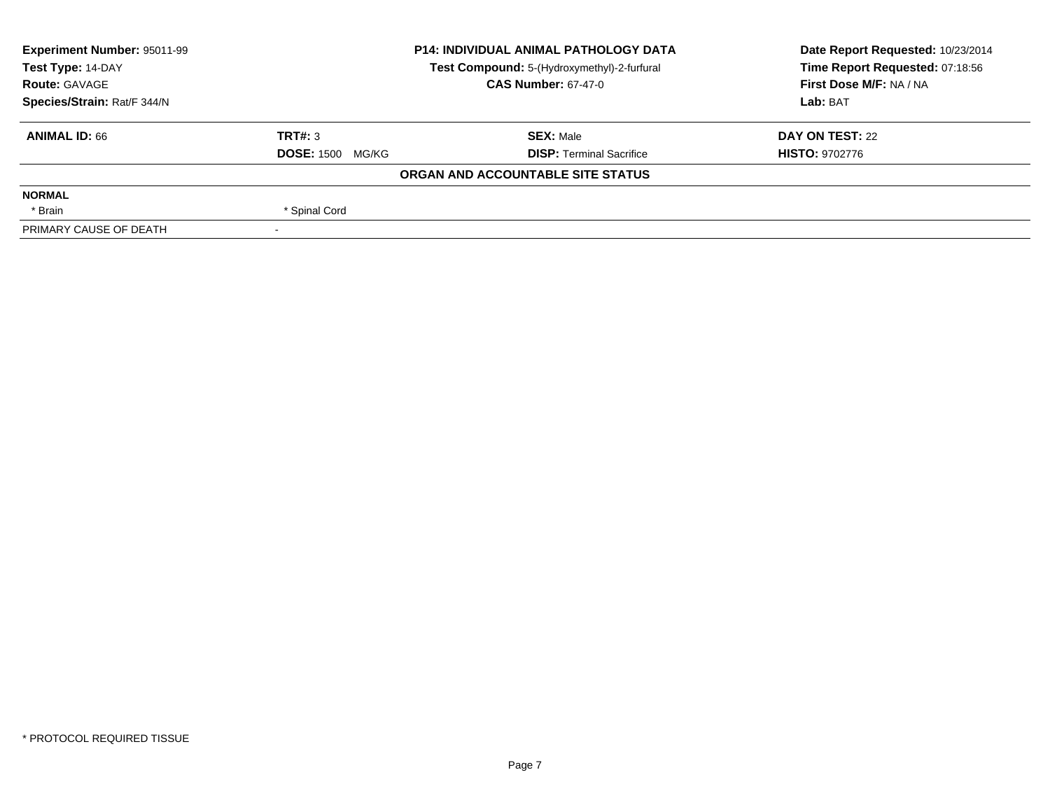**Experiment Number:** 95011-99
**Test Type:** 14-DAY
**Route:** GAVAGE
**Species/Strain:** Rat/F 344/N

**P14: INDIVIDUAL ANIMAL PATHOLOGY DATA**
**Test Compound:** 5-(Hydroxymethyl)-2-furfural
**CAS Number:** 67-47-0

**Date Report Requested:** 10/23/2014
**Time Report Requested:** 07:18:56
**First Dose M/F:** NA / NA
**Lab:** BAT

| **ANIMAL ID:** 66 | **TRT#:** 3 | **SEX:** Male | **DAY ON TEST:** 22 |
|---|---|---|---|
| | **DOSE:** 1500 MG/KG | **DISP:** Terminal Sacrifice | **HISTO:** 9702776 |

**ORGAN AND ACCOUNTABLE SITE STATUS**

| **NORMAL** | |
|---|---|
| * Brain | * Spinal Cord |
| PRIMARY CAUSE OF DEATH | - |

* PROTOCOL REQUIRED TISSUE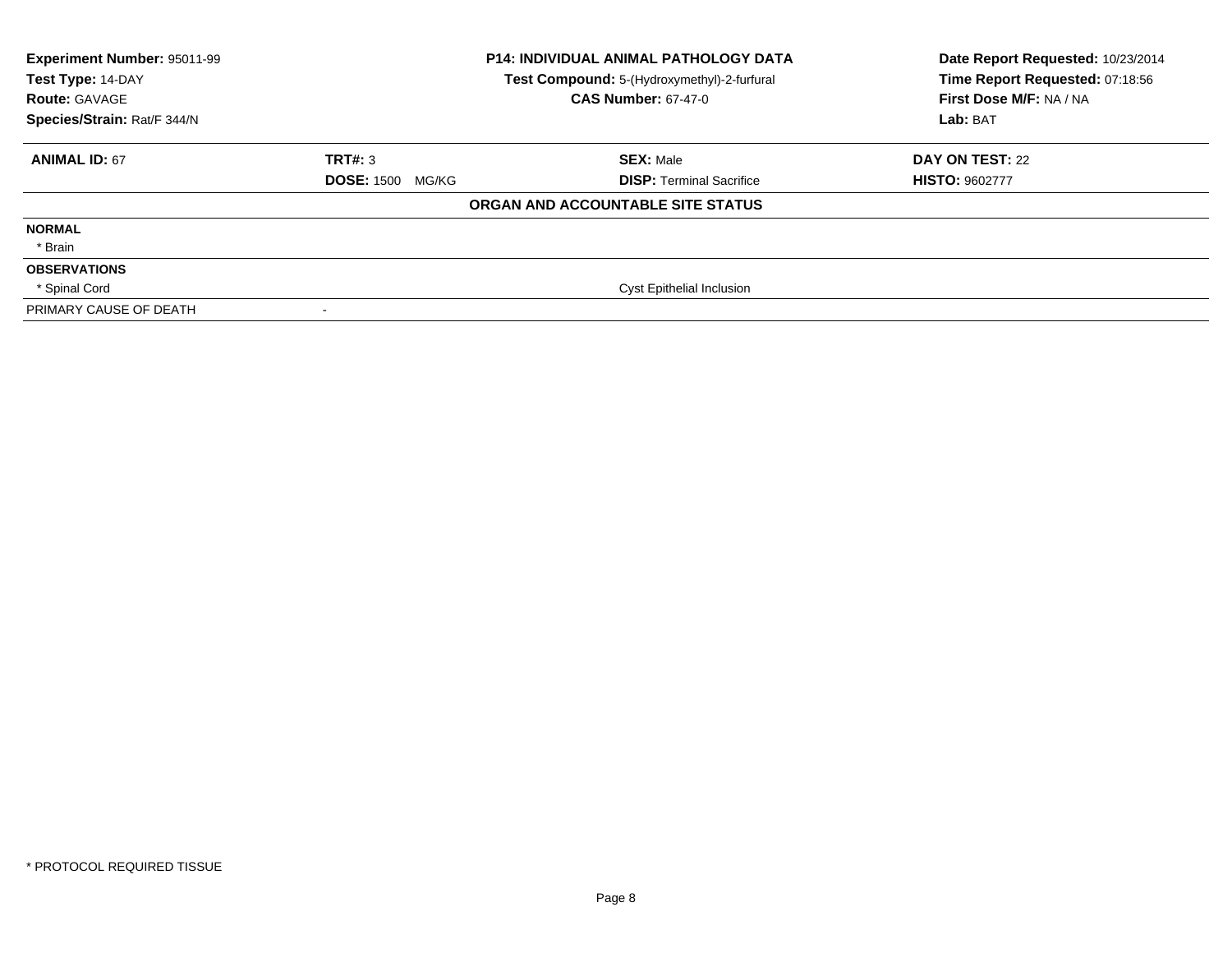| **Experiment Number:** 95011-99 | **P14: INDIVIDUAL ANIMAL PATHOLOGY DATA** | **Date Report Requested:** 10/23/2014 |
|---|---|---|
| **Test Type:** 14-DAY | **Test Compound:** 5-(Hydroxymethyl)-2-furfural | **Time Report Requested:** 07:18:56 |
| **Route:** GAVAGE | **CAS Number:** 67-47-0 | **First Dose M/F:** NA / NA |
| **Species/Strain:** Rat/F 344/N | | **Lab:** BAT |

| **ANIMAL ID:** 67 | **TRT#:** 3 | **SEX:** Male | **DAY ON TEST:** 22 |
|---|---|---|---|
| | **DOSE:** 1500 MG/KG | **DISP:** Terminal Sacrifice | **HISTO:** 9602777 |

**ORGAN AND ACCOUNTABLE SITE STATUS**

| | | |
|---|---|---|
| **NORMAL** | | |
| * Brain | | |
| **OBSERVATIONS** | | |
| * Spinal Cord | | Cyst Epithelial Inclusion |
| PRIMARY CAUSE OF DEATH | - | |

* PROTOCOL REQUIRED TISSUE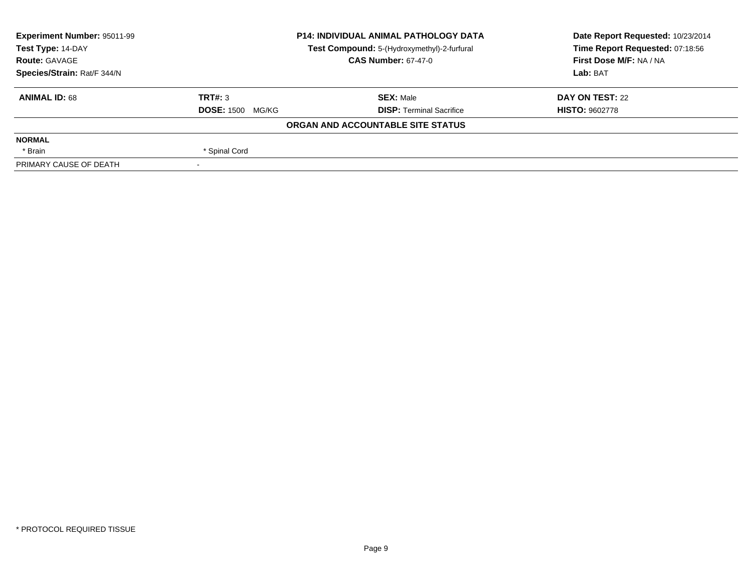| Experiment Number: 95011-99 | P14: INDIVIDUAL ANIMAL PATHOLOGY DATA | Date Report Requested: 10/23/2014 |
|---|---|---|
| Test Type: 14-DAY | Test Compound: 5-(Hydroxymethyl)-2-furfural | Time Report Requested: 07:18:56 |
| Route: GAVAGE | CAS Number: 67-47-0 | First Dose M/F: NA / NA |
| Species/Strain: Rat/F 344/N | | Lab: BAT |

| ANIMAL ID: 68 | TRT#: 3 | SEX: Male | DAY ON TEST: 22 |
|---|---|---|---|
| | DOSE: 1500 MG/KG | DISP: Terminal Sacrifice | HISTO: 9602778 |

**ORGAN AND ACCOUNTABLE SITE STATUS**

| NORMAL | |
|---|---|
| * Brain | * Spinal Cord |
| PRIMARY CAUSE OF DEATH | - |

\* PROTOCOL REQUIRED TISSUE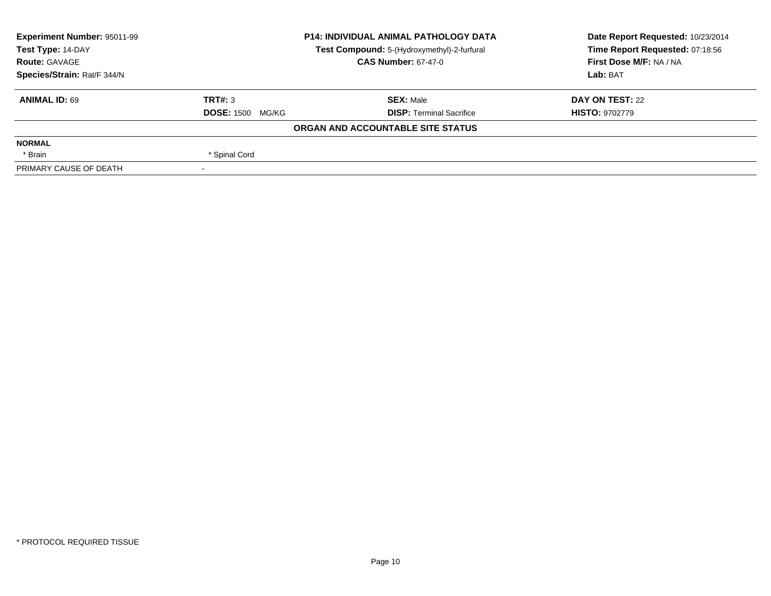| **Experiment Number:** 95011-99 | **P14: INDIVIDUAL ANIMAL PATHOLOGY DATA** | **Date Report Requested:** 10/23/2014 |
|---|---|---|
| **Test Type:** 14-DAY | **Test Compound:** 5-(Hydroxymethyl)-2-furfural | **Time Report Requested:** 07:18:56 |
| **Route:** GAVAGE | **CAS Number:** 67-47-0 | **First Dose M/F:** NA / NA |
| **Species/Strain:** Rat/F 344/N | | **Lab:** BAT |

| **ANIMAL ID:** 69 | **TRT#:** 3 | **SEX:** Male | **DAY ON TEST:** 22 |
|---|---|---|---|
| | **DOSE:** 1500 MG/KG | **DISP:** Terminal Sacrifice | **HISTO:** 9702779 |

**ORGAN AND ACCOUNTABLE SITE STATUS**

| **NORMAL** | | | |
|---|---|---|---|
| * Brain | * Spinal Cord | | |
| PRIMARY CAUSE OF DEATH | - | | |

\* PROTOCOL REQUIRED TISSUE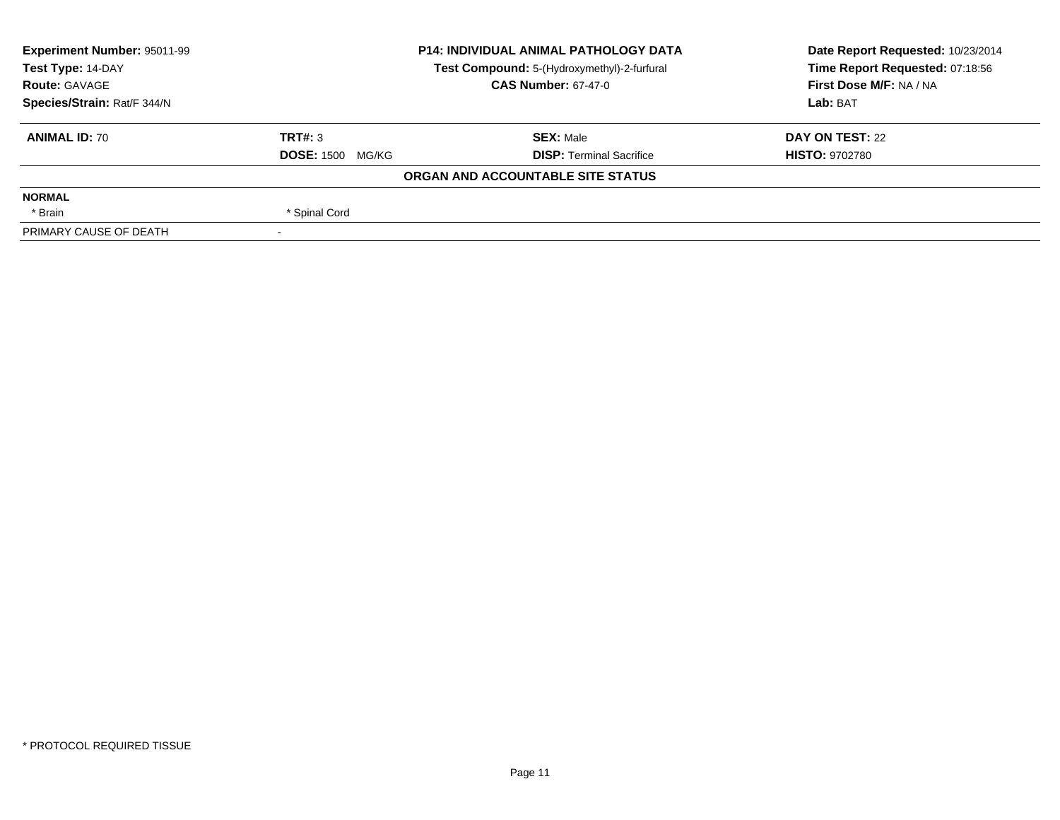| Experiment Number: 95011-99 | P14: INDIVIDUAL ANIMAL PATHOLOGY DATA | Date Report Requested: 10/23/2014 |
|---|---|---|
| Test Type: 14-DAY | Test Compound: 5-(Hydroxymethyl)-2-furfural | Time Report Requested: 07:18:56 |
| Route: GAVAGE | CAS Number: 67-47-0 | First Dose M/F: NA / NA |
| Species/Strain: Rat/F 344/N | | Lab: BAT |

| ANIMAL ID: 70 | TRT#: 3 | SEX: Male | DAY ON TEST: 22 |
|---|---|---|---|
| | DOSE: 1500 MG/KG | DISP: Terminal Sacrifice | HISTO: 9702780 |

**ORGAN AND ACCOUNTABLE SITE STATUS**

| NORMAL | |
|---|---|
| * Brain | * Spinal Cord |
| PRIMARY CAUSE OF DEATH | - |

* PROTOCOL REQUIRED TISSUE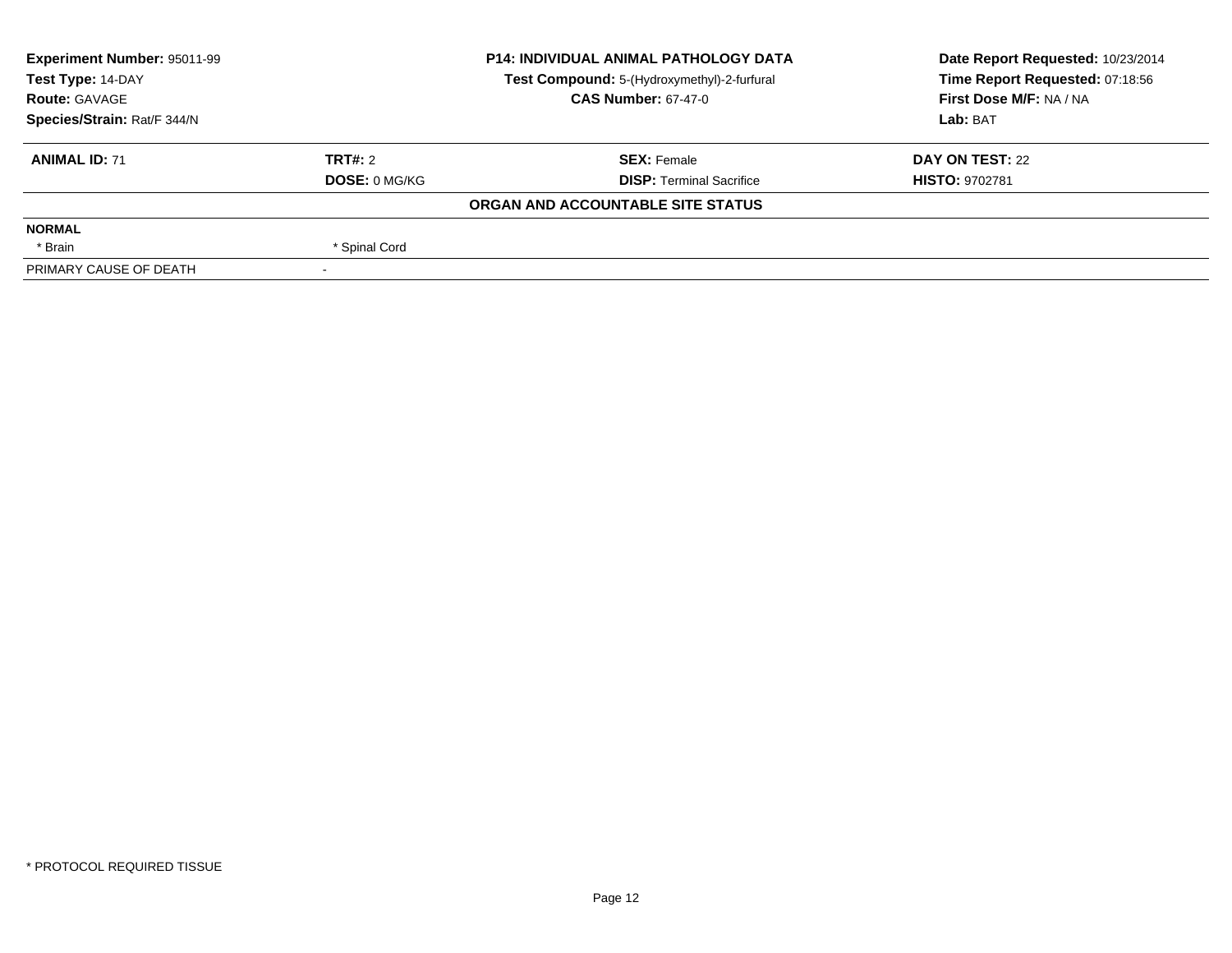| Experiment Number: 95011-99 | P14: INDIVIDUAL ANIMAL PATHOLOGY DATA | Date Report Requested: 10/23/2014 |
|---|---|---|
| Test Type: 14-DAY | Test Compound: 5-(Hydroxymethyl)-2-furfural | Time Report Requested: 07:18:56 |
| Route: GAVAGE | CAS Number: 67-47-0 | First Dose M/F: NA / NA |
| Species/Strain: Rat/F 344/N | | Lab: BAT |

| ANIMAL ID: 71 | TRT#: 2 | SEX: Female | DAY ON TEST: 22 |
|---|---|---|---|
| | DOSE: 0 MG/KG | DISP: Terminal Sacrifice | HISTO: 9702781 |

**ORGAN AND ACCOUNTABLE SITE STATUS**

| NORMAL | |
|---|---|
| * Brain | * Spinal Cord |
| PRIMARY CAUSE OF DEATH | - |

* PROTOCOL REQUIRED TISSUE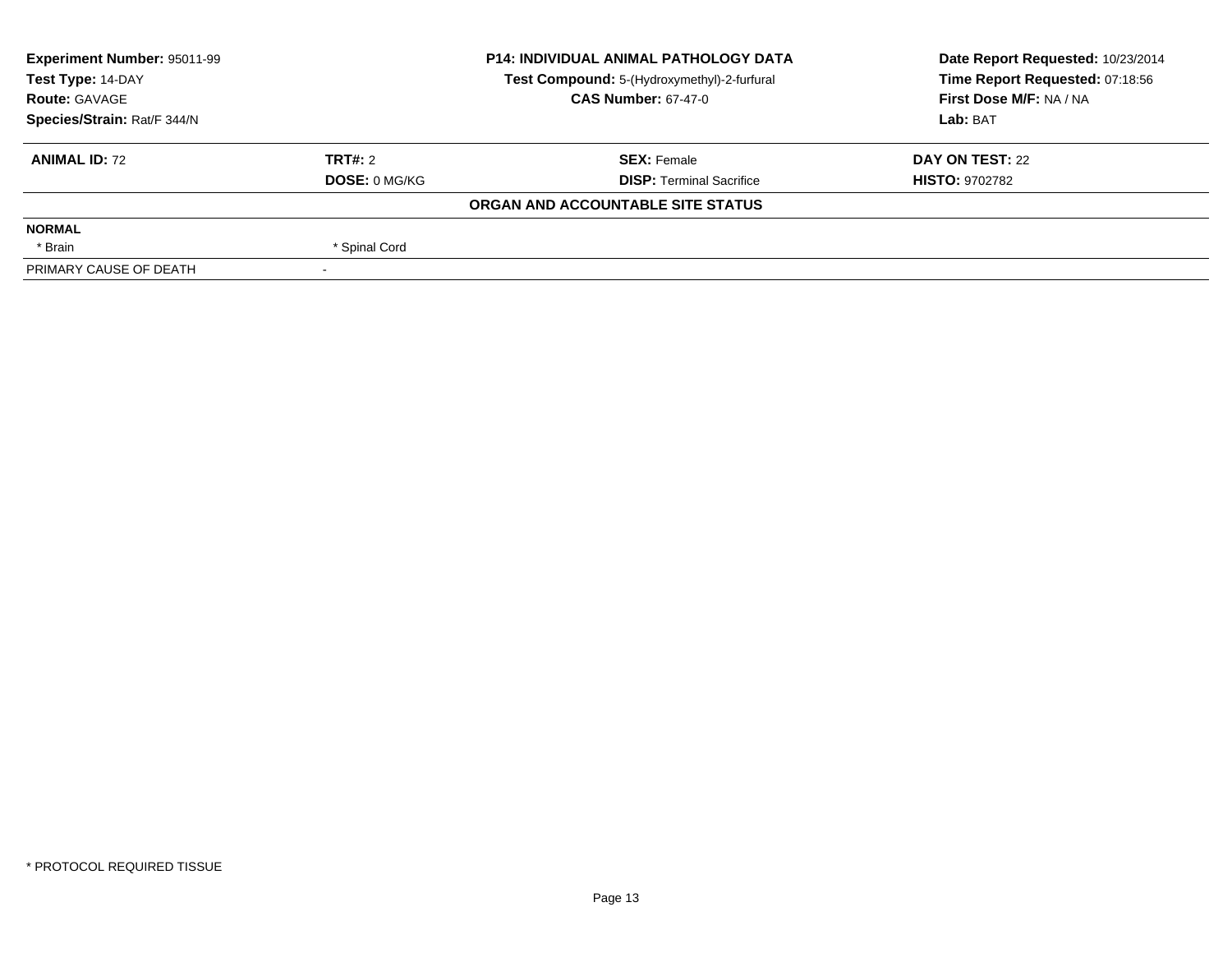| Experiment Number: 95011-99 | P14: INDIVIDUAL ANIMAL PATHOLOGY DATA | Date Report Requested: 10/23/2014 |
|---|---|---|
| Test Type: 14-DAY | Test Compound: 5-(Hydroxymethyl)-2-furfural | Time Report Requested: 07:18:56 |
| Route: GAVAGE | CAS Number: 67-47-0 | First Dose M/F: NA / NA |
| Species/Strain: Rat/F 344/N | | Lab: BAT |

| ANIMAL ID: 72 | TRT#: 2 | SEX: Female | DAY ON TEST: 22 |
|---|---|---|---|
| | DOSE: 0 MG/KG | DISP: Terminal Sacrifice | HISTO: 9702782 |

**ORGAN AND ACCOUNTABLE SITE STATUS**

| NORMAL | | | |
|---|---|---|---|
| * Brain | * Spinal Cord | | |
| PRIMARY CAUSE OF DEATH | - | | |

* PROTOCOL REQUIRED TISSUE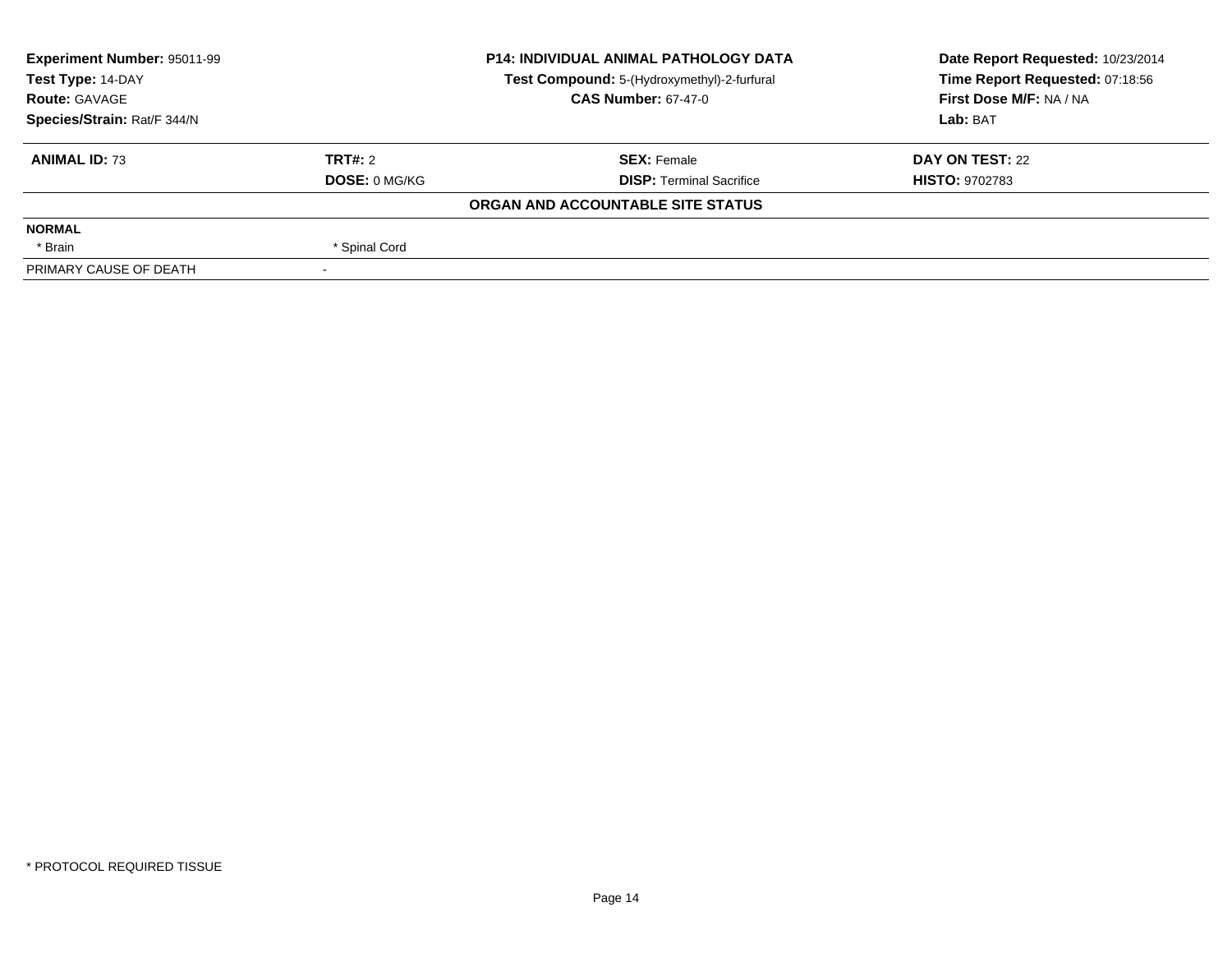**Experiment Number:** 95011-99
**Test Type:** 14-DAY
**Route:** GAVAGE
**Species/Strain:** Rat/F 344/N

**P14: INDIVIDUAL ANIMAL PATHOLOGY DATA**
**Test Compound:** 5-(Hydroxymethyl)-2-furfural
**CAS Number:** 67-47-0

**Date Report Requested:** 10/23/2014
**Time Report Requested:** 07:18:56
**First Dose M/F:** NA / NA
**Lab:** BAT

| **ANIMAL ID:** 73 | **TRT#:** 2 | **SEX:** Female | **DAY ON TEST:** 22 |
|---|---|---|---|
| | **DOSE:** 0 MG/KG | **DISP:** Terminal Sacrifice | **HISTO:** 9702783 |

**ORGAN AND ACCOUNTABLE SITE STATUS**

| **NORMAL** | | | |
|---|---|---|---|
| * Brain | * Spinal Cord | | |
| PRIMARY CAUSE OF DEATH | - | | |

* PROTOCOL REQUIRED TISSUE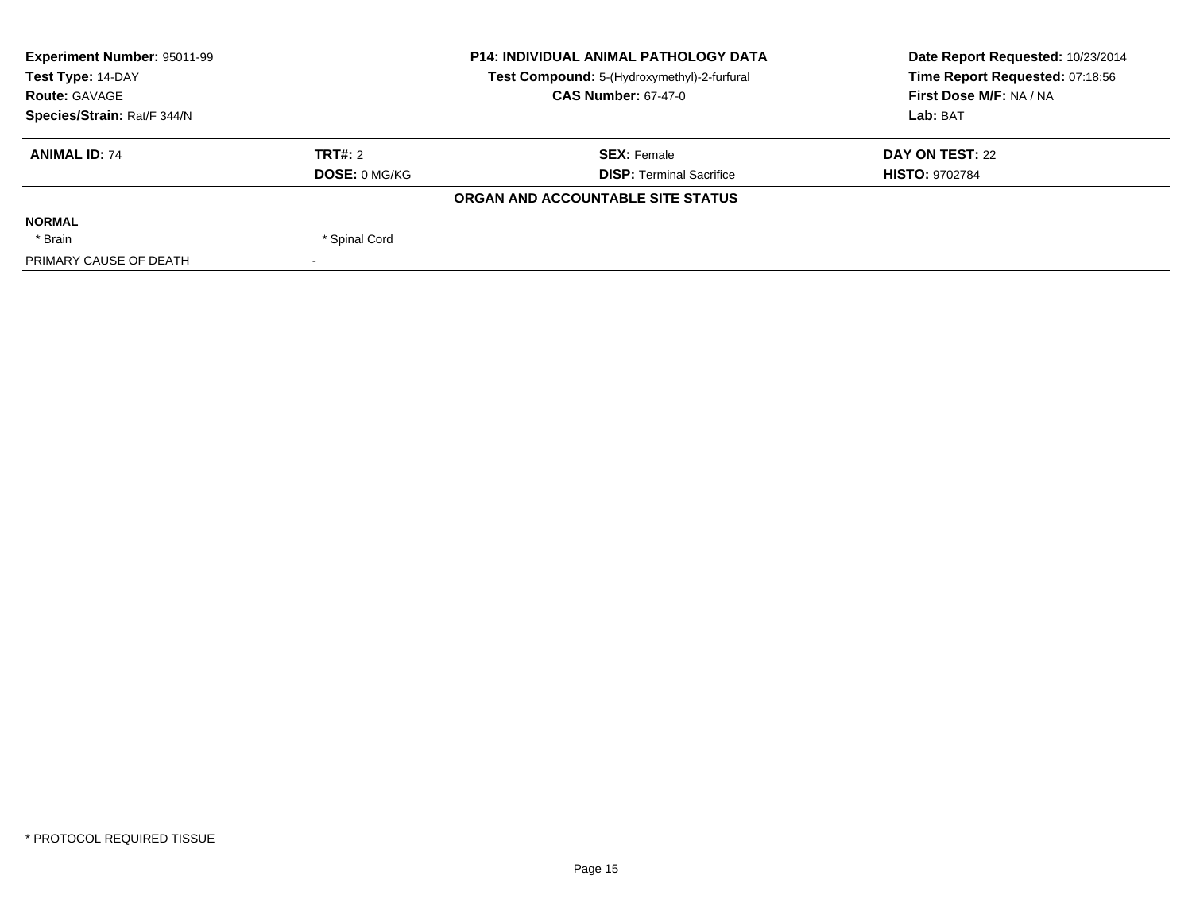| Experiment Number: 95011-99 | P14: INDIVIDUAL ANIMAL PATHOLOGY DATA | Date Report Requested: 10/23/2014 |
|---|---|---|
| Test Type: 14-DAY | Test Compound: 5-(Hydroxymethyl)-2-furfural | Time Report Requested: 07:18:56 |
| Route: GAVAGE | CAS Number: 67-47-0 | First Dose M/F: NA / NA |
| Species/Strain: Rat/F 344/N | | Lab: BAT |

| ANIMAL ID: 74 | TRT#: 2 | SEX: Female | DAY ON TEST: 22 |
|---|---|---|---|
| | DOSE: 0 MG/KG | DISP: Terminal Sacrifice | HISTO: 9702784 |

**ORGAN AND ACCOUNTABLE SITE STATUS**

| NORMAL | | | |
|---|---|---|---|
| * Brain | * Spinal Cord | | |
| PRIMARY CAUSE OF DEATH | - | | |

* PROTOCOL REQUIRED TISSUE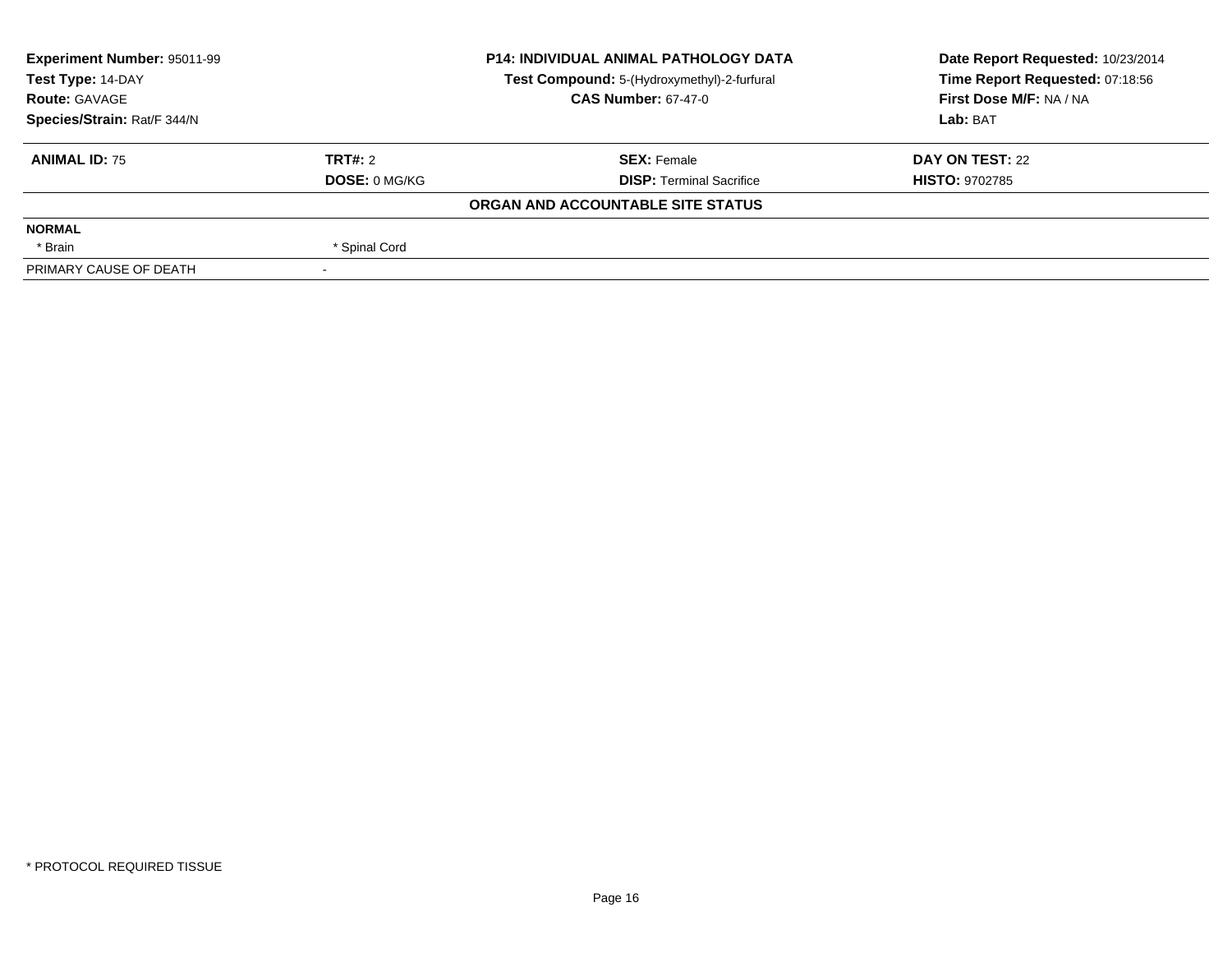| Experiment Number: 95011-99 | P14: INDIVIDUAL ANIMAL PATHOLOGY DATA | Date Report Requested: 10/23/2014 |
|---|---|---|
| Test Type: 14-DAY | Test Compound: 5-(Hydroxymethyl)-2-furfural | Time Report Requested: 07:18:56 |
| Route: GAVAGE | CAS Number: 67-47-0 | First Dose M/F: NA / NA |
| Species/Strain: Rat/F 344/N | | Lab: BAT |

| ANIMAL ID: 75 | TRT#: 2 | SEX: Female | DAY ON TEST: 22 |
|---|---|---|---|
| | DOSE: 0 MG/KG | DISP: Terminal Sacrifice | HISTO: 9702785 |

**ORGAN AND ACCOUNTABLE SITE STATUS**

| NORMAL | |
|---|---|
| * Brain | * Spinal Cord |
| PRIMARY CAUSE OF DEATH | - |

* PROTOCOL REQUIRED TISSUE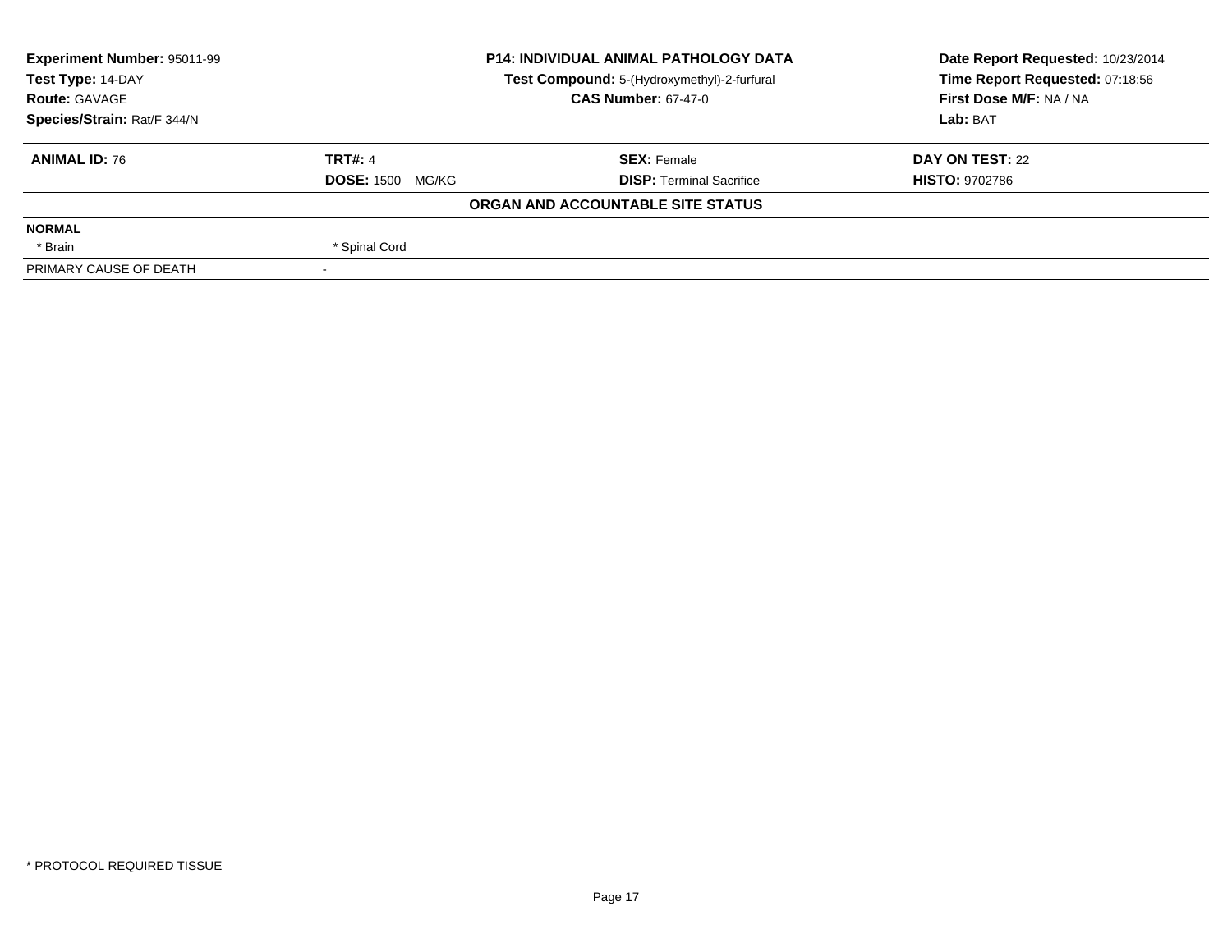| Experiment Number: 95011-99 | P14: INDIVIDUAL ANIMAL PATHOLOGY DATA | Date Report Requested: 10/23/2014 |
|---|---|---|
| Test Type: 14-DAY | Test Compound: 5-(Hydroxymethyl)-2-furfural | Time Report Requested: 07:18:56 |
| Route: GAVAGE | CAS Number: 67-47-0 | First Dose M/F: NA / NA |
| Species/Strain: Rat/F 344/N | | Lab: BAT |

| ANIMAL ID: 76 | TRT#: 4 | SEX: Female | DAY ON TEST: 22 |
|---|---|---|---|
| | DOSE: 1500 MG/KG | DISP: Terminal Sacrifice | HISTO: 9702786 |

**ORGAN AND ACCOUNTABLE SITE STATUS**

**NORMAL**

| | |
|---|---|
| * Brain | * Spinal Cord |
| PRIMARY CAUSE OF DEATH | - |

* PROTOCOL REQUIRED TISSUE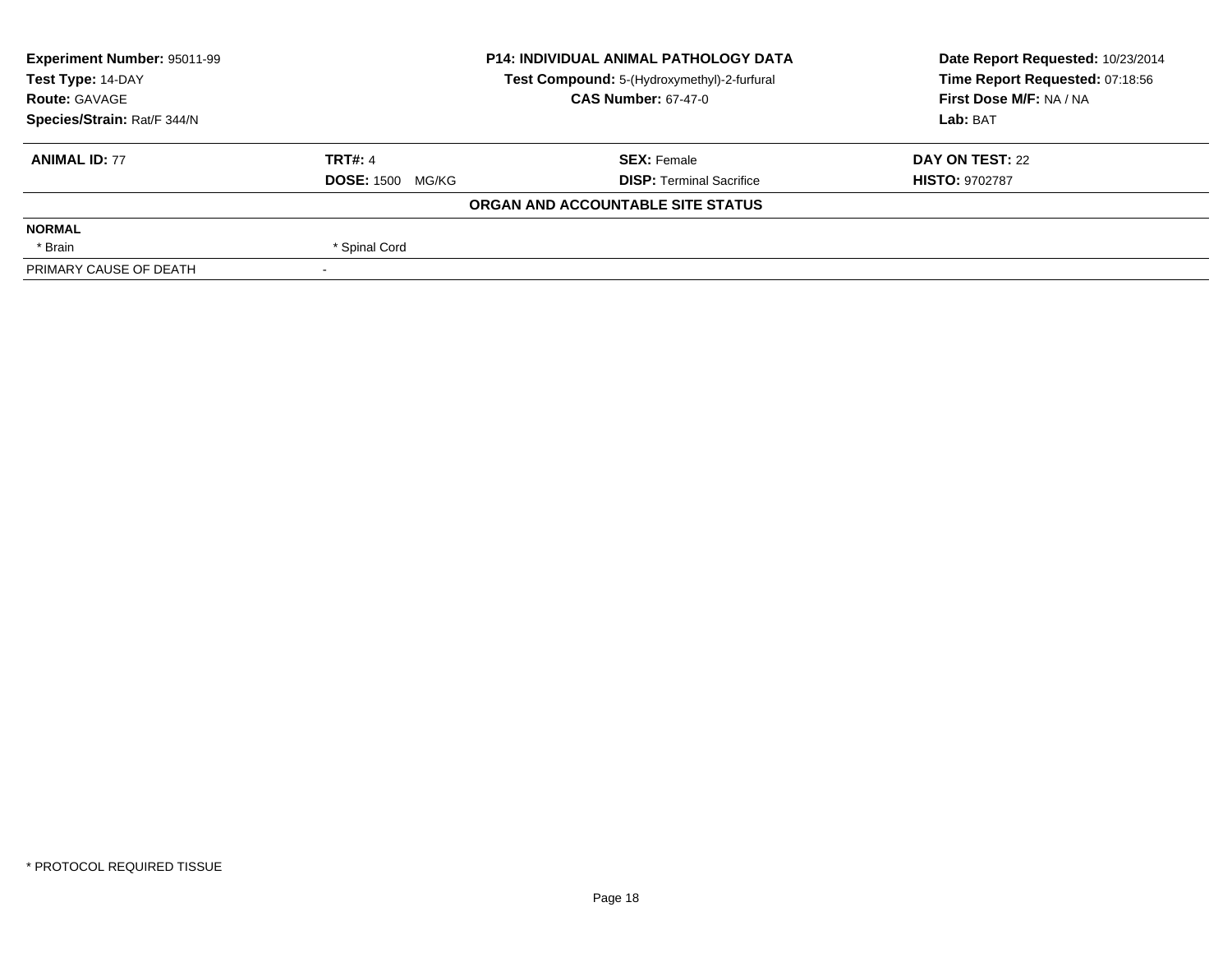**Experiment Number:** 95011-99
**Test Type:** 14-DAY
**Route:** GAVAGE
**Species/Strain:** Rat/F 344/N

**P14: INDIVIDUAL ANIMAL PATHOLOGY DATA**
**Test Compound:** 5-(Hydroxymethyl)-2-furfural
**CAS Number:** 67-47-0

**Date Report Requested:** 10/23/2014
**Time Report Requested:** 07:18:56
**First Dose M/F:** NA / NA
**Lab:** BAT

| **ANIMAL ID:** 77 | **TRT#:** 4 | **SEX:** Female | **DAY ON TEST:** 22 |
|---|---|---|---|
| | **DOSE:** 1500 MG/KG | **DISP:** Terminal Sacrifice | **HISTO:** 9702787 |

**ORGAN AND ACCOUNTABLE SITE STATUS**

| | | | |
|---|---|---|---|
| **NORMAL** | | | |
| * Brain | * Spinal Cord | | |
| PRIMARY CAUSE OF DEATH | - | | |

* PROTOCOL REQUIRED TISSUE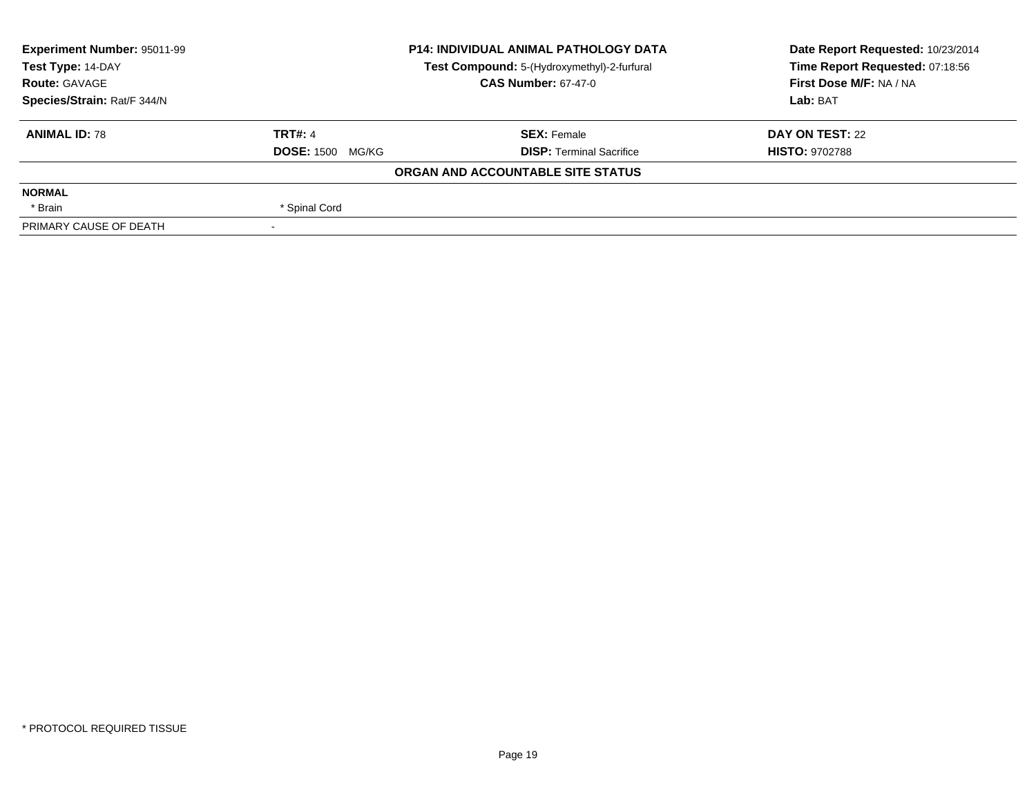| | | | |
|---|---|---|---|
| **Experiment Number:** 95011-99 | **P14: INDIVIDUAL ANIMAL PATHOLOGY DATA** | | **Date Report Requested:** 10/23/2014 |
| **Test Type:** 14-DAY | **Test Compound:** 5-(Hydroxymethyl)-2-furfural | | **Time Report Requested:** 07:18:56 |
| **Route:** GAVAGE | **CAS Number:** 67-47-0 | | **First Dose M/F:** NA / NA |
| **Species/Strain:** Rat/F 344/N | | | **Lab:** BAT |

| | | | |
|---|---|---|---|
| **ANIMAL ID:** 78 | **TRT#:** 4 | **SEX:** Female | **DAY ON TEST:** 22 |
| | **DOSE:** 1500 MG/KG | **DISP:** Terminal Sacrifice | **HISTO:** 9702788 |

**ORGAN AND ACCOUNTABLE SITE STATUS**

| | |
|---|---|
| **NORMAL** | |
| * Brain | * Spinal Cord |
| PRIMARY CAUSE OF DEATH | - |

* PROTOCOL REQUIRED TISSUE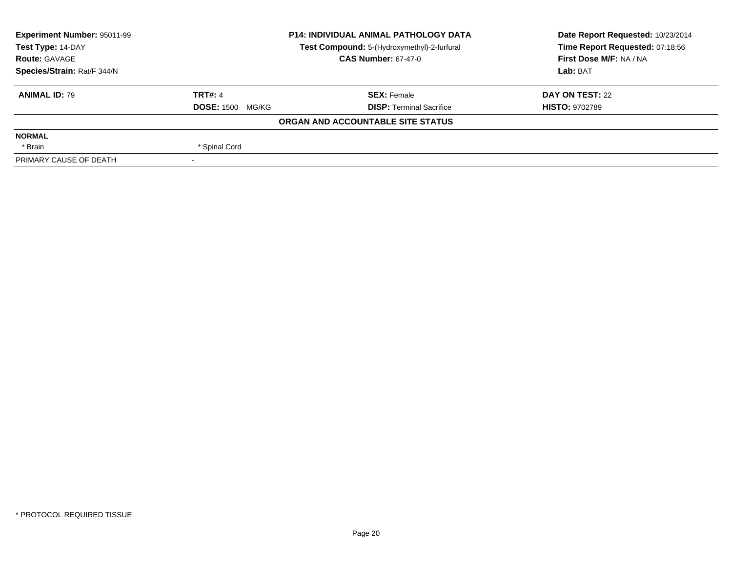| Experiment Number: 95011-99 | P14: INDIVIDUAL ANIMAL PATHOLOGY DATA | Date Report Requested: 10/23/2014 |
|---|---|---|
| Test Type: 14-DAY | Test Compound: 5-(Hydroxymethyl)-2-furfural | Time Report Requested: 07:18:56 |
| Route: GAVAGE | CAS Number: 67-47-0 | First Dose M/F: NA / NA |
| Species/Strain: Rat/F 344/N | | Lab: BAT |

| ANIMAL ID: 79 | TRT#: 4 | SEX: Female | DAY ON TEST: 22 |
|---|---|---|---|
| | DOSE: 1500 MG/KG | DISP: Terminal Sacrifice | HISTO: 9702789 |

**ORGAN AND ACCOUNTABLE SITE STATUS**

| NORMAL | | | |
|---|---|---|---|
| * Brain | * Spinal Cord | | |
| PRIMARY CAUSE OF DEATH | - | | |

\* PROTOCOL REQUIRED TISSUE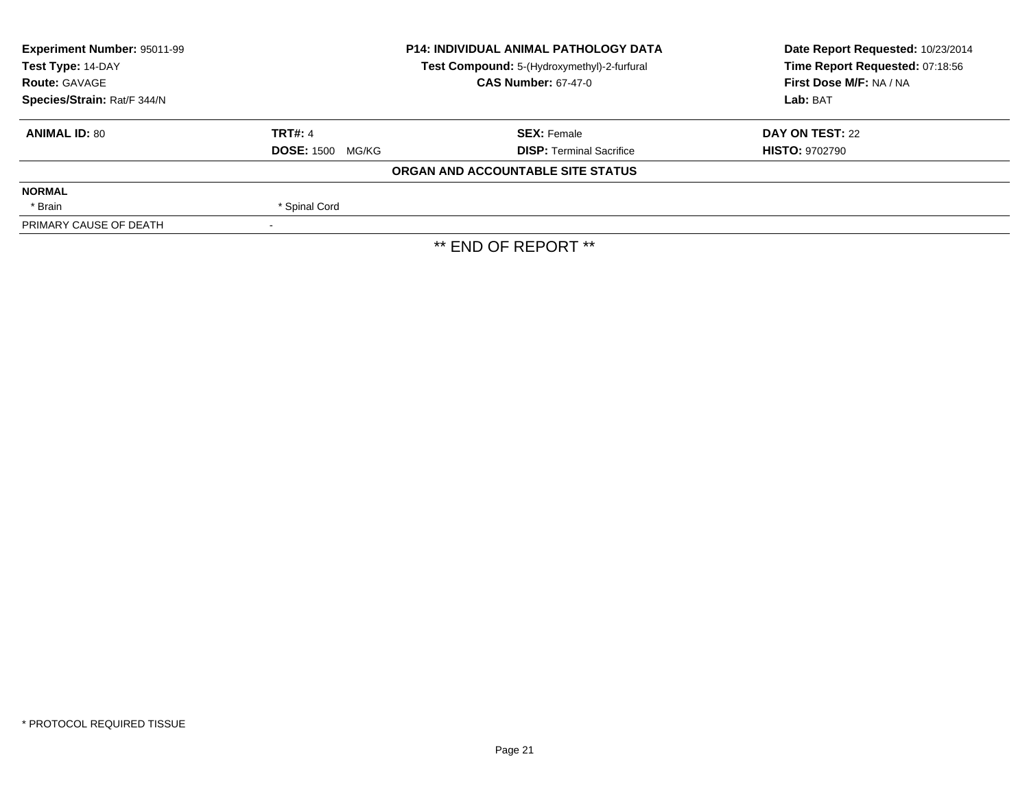**Experiment Number:** 95011-99
**Test Type:** 14-DAY
**Route:** GAVAGE
**Species/Strain:** Rat/F 344/N

**P14: INDIVIDUAL ANIMAL PATHOLOGY DATA**
**Test Compound:** 5-(Hydroxymethyl)-2-furfural
**CAS Number:** 67-47-0

**Date Report Requested:** 10/23/2014
**Time Report Requested:** 07:18:56
**First Dose M/F:** NA / NA
**Lab:** BAT

| | | | |
|---|---|---|---|
| **ANIMAL ID:** 80 | **TRT#:** 4 | **SEX:** Female | **DAY ON TEST:** 22 |
| | **DOSE:** 1500 MG/KG | **DISP:** Terminal Sacrifice | **HISTO:** 9702790 |

**ORGAN AND ACCOUNTABLE SITE STATUS**

| | |
|---|---|
| **NORMAL** | |
| * Brain | * Spinal Cord |
| PRIMARY CAUSE OF DEATH | - |

** END OF REPORT **

* PROTOCOL REQUIRED TISSUE